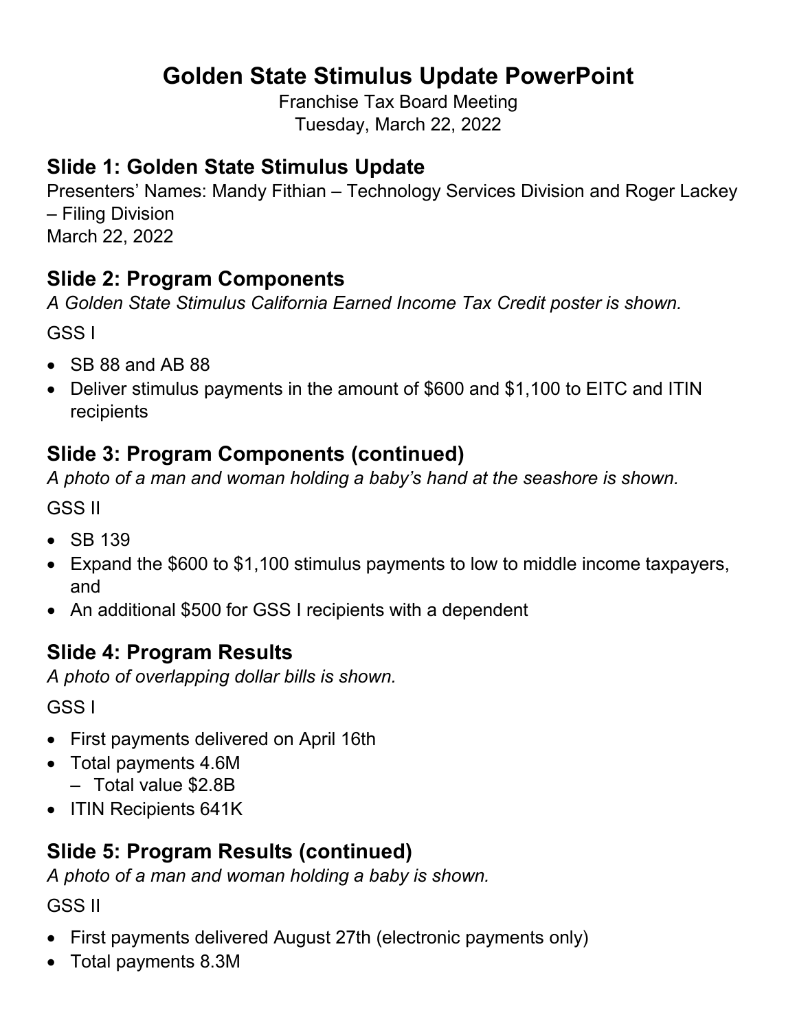# Golden State Stimulus Update PowerPoint

Franchise Tax Board Meeting
Tuesday, March 22, 2022

## Slide 1: Golden State Stimulus Update

Presenters' Names: Mandy Fithian – Technology Services Division and Roger Lackey – Filing Division
March 22, 2022

## Slide 2: Program Components

*A Golden State Stimulus California Earned Income Tax Credit poster is shown.*

GSS I

- SB 88 and AB 88
- Deliver stimulus payments in the amount of $600 and $1,100 to EITC and ITIN recipients

## Slide 3: Program Components (continued)

*A photo of a man and woman holding a baby's hand at the seashore is shown.*

GSS II

- SB 139
- Expand the $600 to $1,100 stimulus payments to low to middle income taxpayers, and
- An additional $500 for GSS I recipients with a dependent

## Slide 4: Program Results

*A photo of overlapping dollar bills is shown.*

GSS I

- First payments delivered on April 16th
- Total payments 4.6M
  - Total value $2.8B
- ITIN Recipients 641K

## Slide 5: Program Results (continued)

*A photo of a man and woman holding a baby is shown.*

GSS II

- First payments delivered August 27th (electronic payments only)
- Total payments 8.3M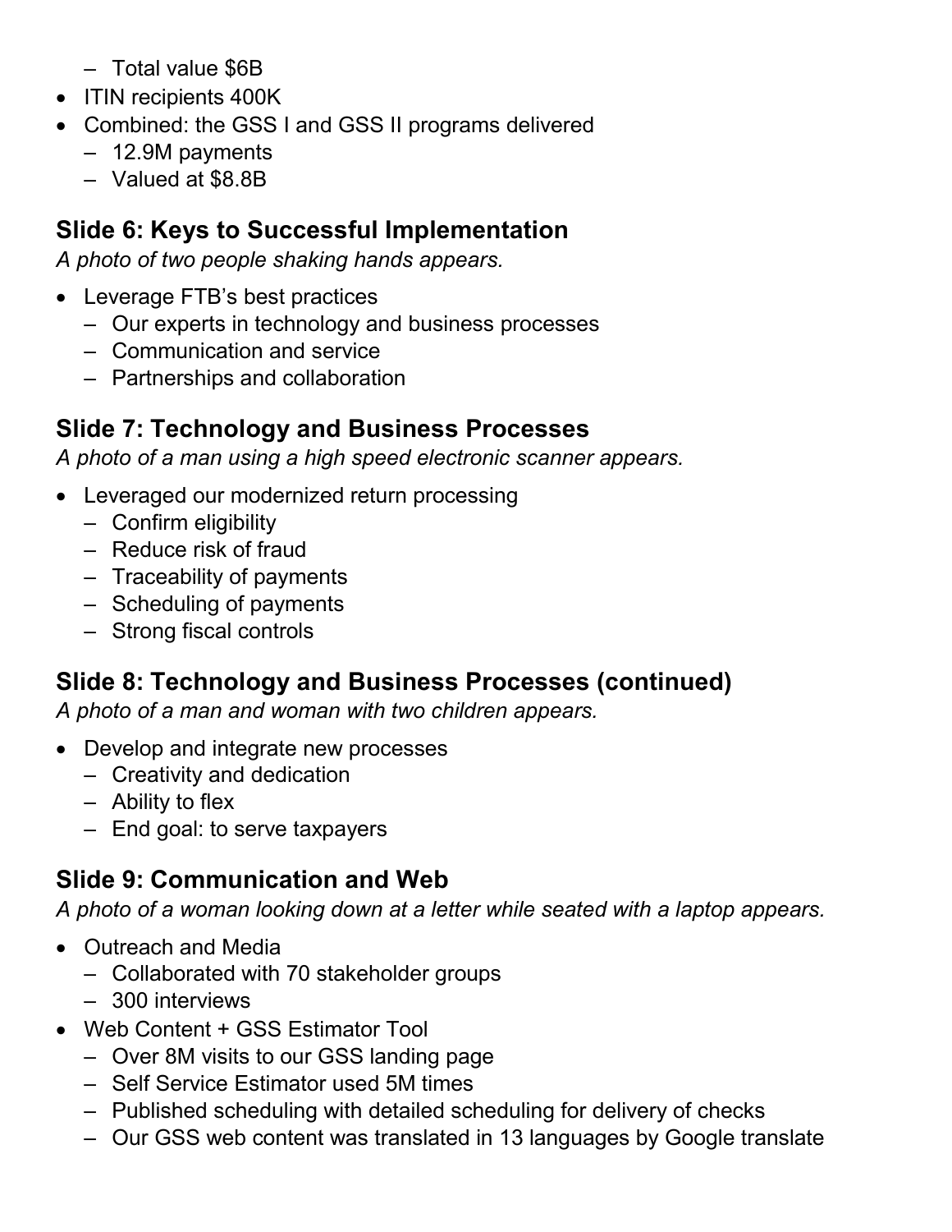- Total value $6B
- ITIN recipients 400K
- Combined: the GSS I and GSS II programs delivered
  - 12.9M payments
  - Valued at $8.8B

## Slide 6: Keys to Successful Implementation

*A photo of two people shaking hands appears.*

- Leverage FTB's best practices
  - Our experts in technology and business processes
  - Communication and service
  - Partnerships and collaboration

## Slide 7: Technology and Business Processes

*A photo of a man using a high speed electronic scanner appears.*

- Leveraged our modernized return processing
  - Confirm eligibility
  - Reduce risk of fraud
  - Traceability of payments
  - Scheduling of payments
  - Strong fiscal controls

## Slide 8: Technology and Business Processes (continued)

*A photo of a man and woman with two children appears.*

- Develop and integrate new processes
  - Creativity and dedication
  - Ability to flex
  - End goal: to serve taxpayers

## Slide 9: Communication and Web

*A photo of a woman looking down at a letter while seated with a laptop appears.*

- Outreach and Media
  - Collaborated with 70 stakeholder groups
  - 300 interviews
- Web Content + GSS Estimator Tool
  - Over 8M visits to our GSS landing page
  - Self Service Estimator used 5M times
  - Published scheduling with detailed scheduling for delivery of checks
  - Our GSS web content was translated in 13 languages by Google translate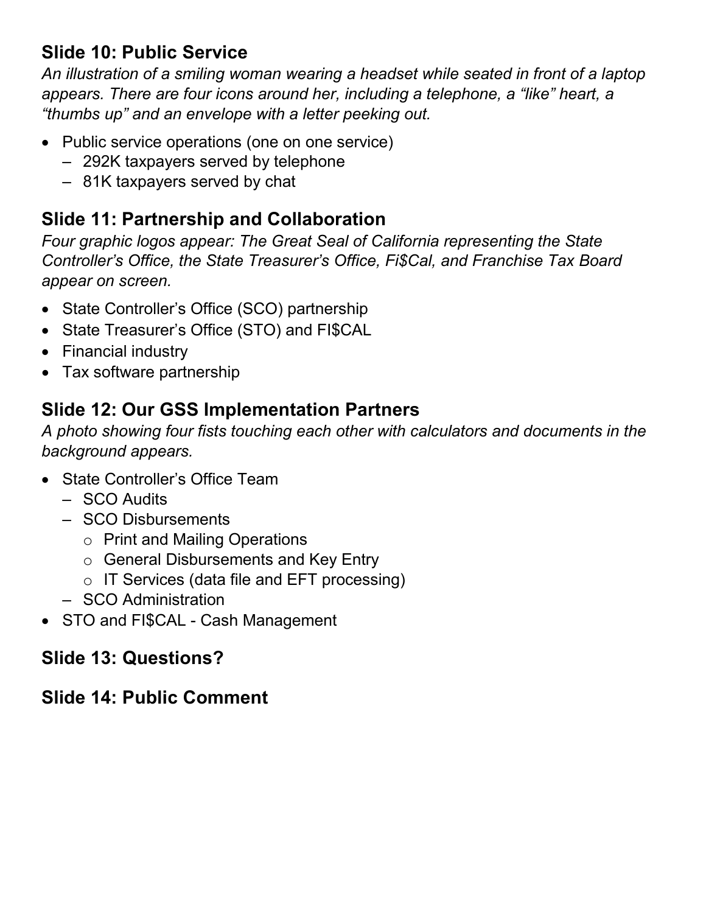## Slide 10: Public Service

*An illustration of a smiling woman wearing a headset while seated in front of a laptop appears. There are four icons around her, including a telephone, a "like" heart, a "thumbs up" and an envelope with a letter peeking out.*

- Public service operations (one on one service)
  - 292K taxpayers served by telephone
  - 81K taxpayers served by chat

## Slide 11: Partnership and Collaboration

*Four graphic logos appear: The Great Seal of California representing the State Controller's Office, the State Treasurer's Office, Fi$Cal, and Franchise Tax Board appear on screen.*

- State Controller's Office (SCO) partnership
- State Treasurer's Office (STO) and FI$CAL
- Financial industry
- Tax software partnership

## Slide 12: Our GSS Implementation Partners

*A photo showing four fists touching each other with calculators and documents in the background appears.*

- State Controller's Office Team
  - SCO Audits
  - SCO Disbursements
    - Print and Mailing Operations
    - General Disbursements and Key Entry
    - IT Services (data file and EFT processing)
  - SCO Administration
- STO and FI$CAL - Cash Management

## Slide 13: Questions?

## Slide 14: Public Comment